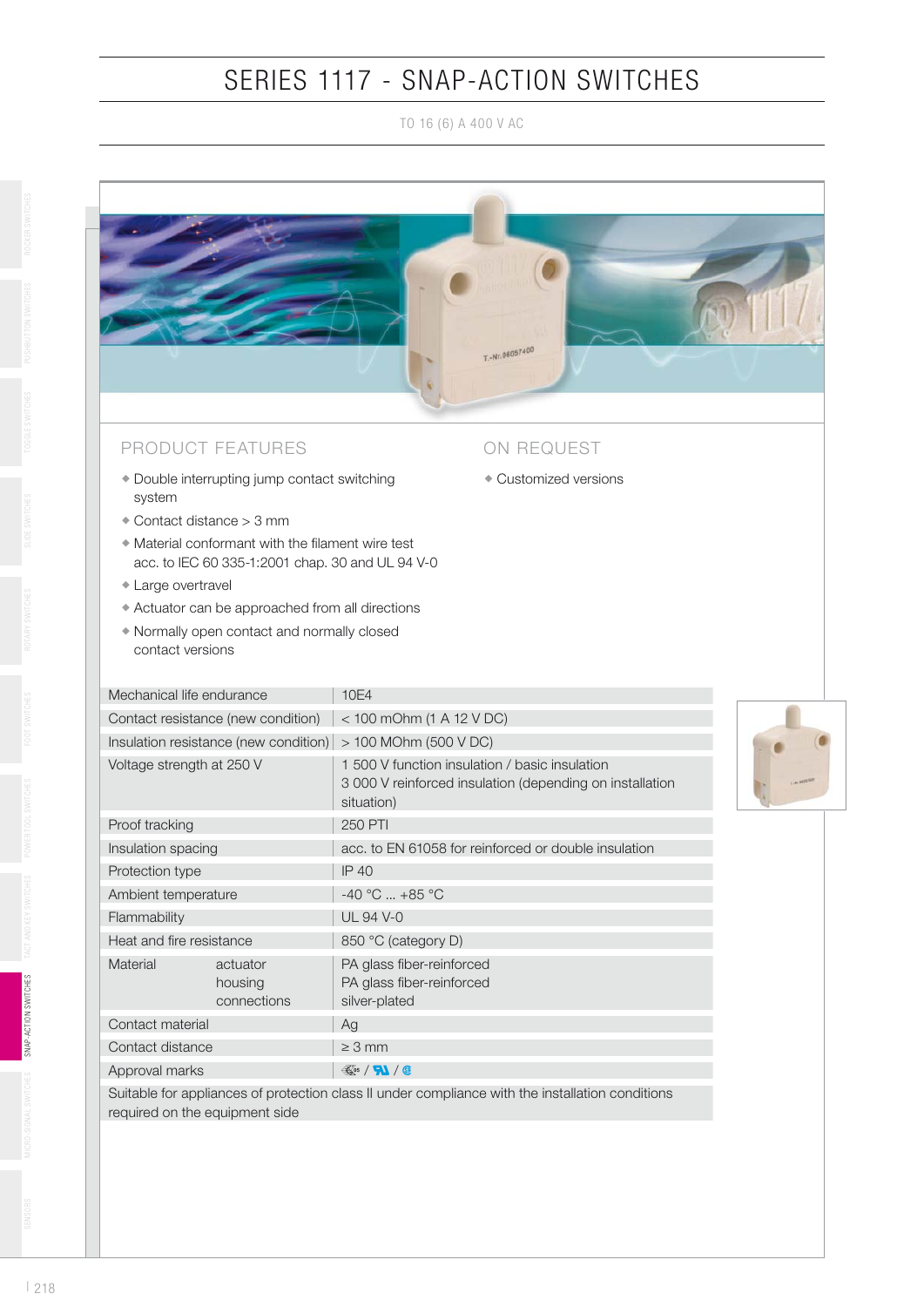# SERIES 1117 - SNAP-ACTION SWITCHES

TO 16 (6) A 400 V AC

## PRODUCT FEATURES

- Double interrupting jump contact switching system
- Contact distance > 3 mm
- Material conformant with the filament wire test acc. to IEC 60 335-1:2001 chap. 30 and UL 94 V-0
- Large overtravel
- Actuator can be approached from all directions
- Normally open contact and normally closed contact versions

## ON REQUEST

- Customized versions

| | |
|---|---|
| Mechanical life endurance | 10E4 |
| Contact resistance (new condition) | < 100 mOhm (1 A 12 V DC) |
| Insulation resistance (new condition) | > 100 MOhm (500 V DC) |
| Voltage strength at 250 V | 1 500 V function insulation / basic insulation<br>3 000 V reinforced insulation (depending on installation situation) |
| Proof tracking | 250 PTI |
| Insulation spacing | acc. to EN 61058 for reinforced or double insulation |
| Protection type | IP 40 |
| Ambient temperature | -40 °C ... +85 °C |
| Flammability | UL 94 V-0 |
| Heat and fire resistance | 850 °C (category D) |
| Material actuator<br>housing<br>connections | PA glass fiber-reinforced<br>PA glass fiber-reinforced<br>silver-plated |
| Contact material | Ag |
| Contact distance | ≥ 3 mm |
| Approval marks | ENEC / UL / cUL |
| Suitable for appliances of protection class II under compliance with the installation conditions required on the equipment side | |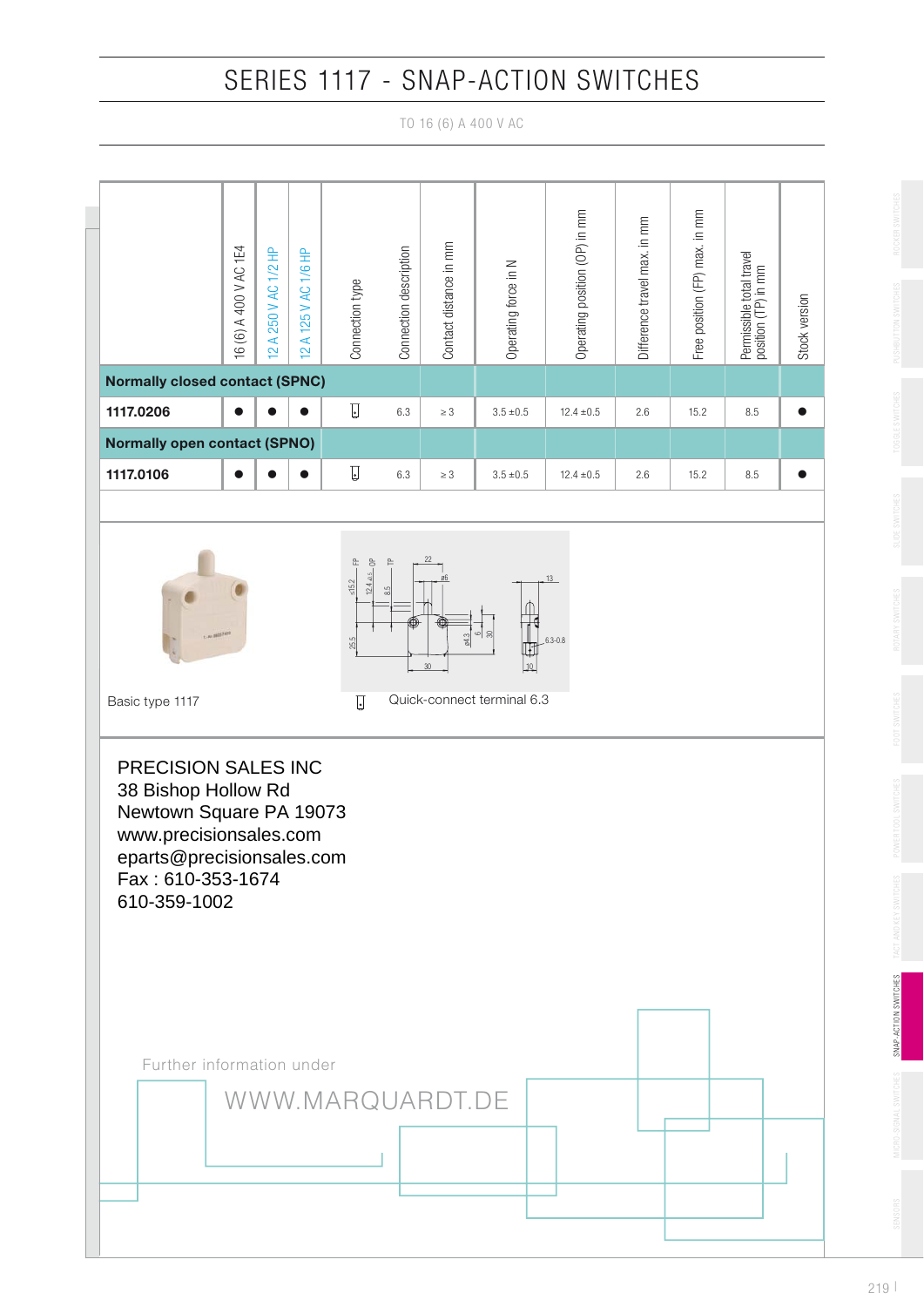# SERIES 1117 - SNAP-ACTION SWITCHES

TO 16 (6) A 400 V AC

| | 16 (6) A 400 V AC 1E4 | 12 A 250 V AC 1/2 HP | 12 A 125 V AC 1/6 HP | Connection type | Connection description | Contact distance in mm | Operating force in N | Operating position (OP) in mm | Difference travel max. in mm | Free position (FP) max. in mm | Permissible total travel position (TP) in mm | Stock version |
|---|---|---|---|---|---|---|---|---|---|---|---|---|
| **Normally closed contact (SPNC)** | | | | | | | | | | | | |
| **1117.0206** | ● | ● | ● | ⍗ | 6.3 | ≥ 3 | 3.5 ±0.5 | 12.4 ±0.5 | 2.6 | 15.2 | 8.5 | ● |
| **Normally open contact (SPNO)** | | | | | | | | | | | | |
| **1117.0106** | ● | ● | ● | ⍗ | 6.3 | ≥ 3 | 3.5 ±0.5 | 12.4 ±0.5 | 2.6 | 15.2 | 8.5 | ● |

Basic type 1117

Quick-connect terminal 6.3

PRECISION SALES INC
38 Bishop Hollow Rd
Newtown Square PA 19073
www.precisionsales.com
eparts@precisionsales.com
Fax : 610-353-1674
610-359-1002

Further information under

WWW.MARQUARDT.DE